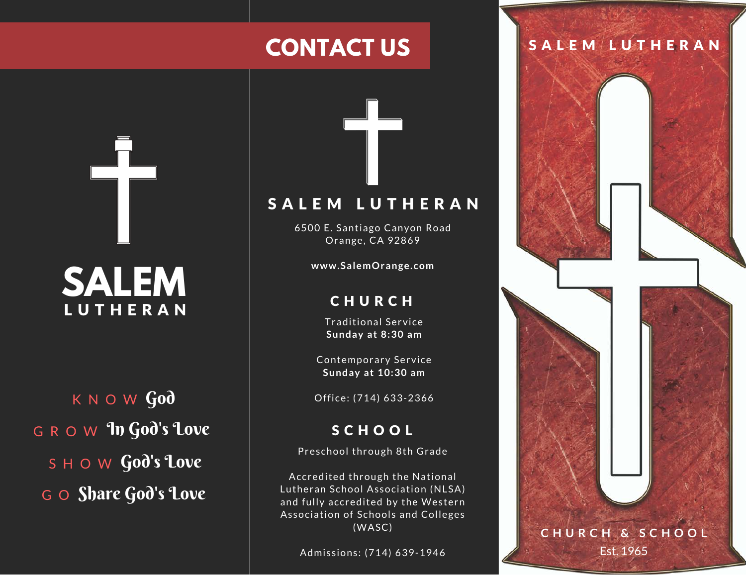# SALEM
## LUTHERAN

KNOW God

GROW In God's Love

SHOW God's Love

GO Share God's Love

# CONTACT US

## SALEM LUTHERAN

6500 E. Santiago Canyon Road
Orange, CA 92869

**www.SalemOrange.com**

### CHURCH

Traditional Service
**Sunday at 8:30 am**

Contemporary Service
**Sunday at 10:30 am**

Office: (714) 633-2366

### SCHOOL

Preschool through 8th Grade

Accredited through the National Lutheran School Association (NLSA) and fully accredited by the Western Association of Schools and Colleges (WASC)

Admissions: (714) 639-1946

## SALEM LUTHERAN

CHURCH & SCHOOL

Est. 1965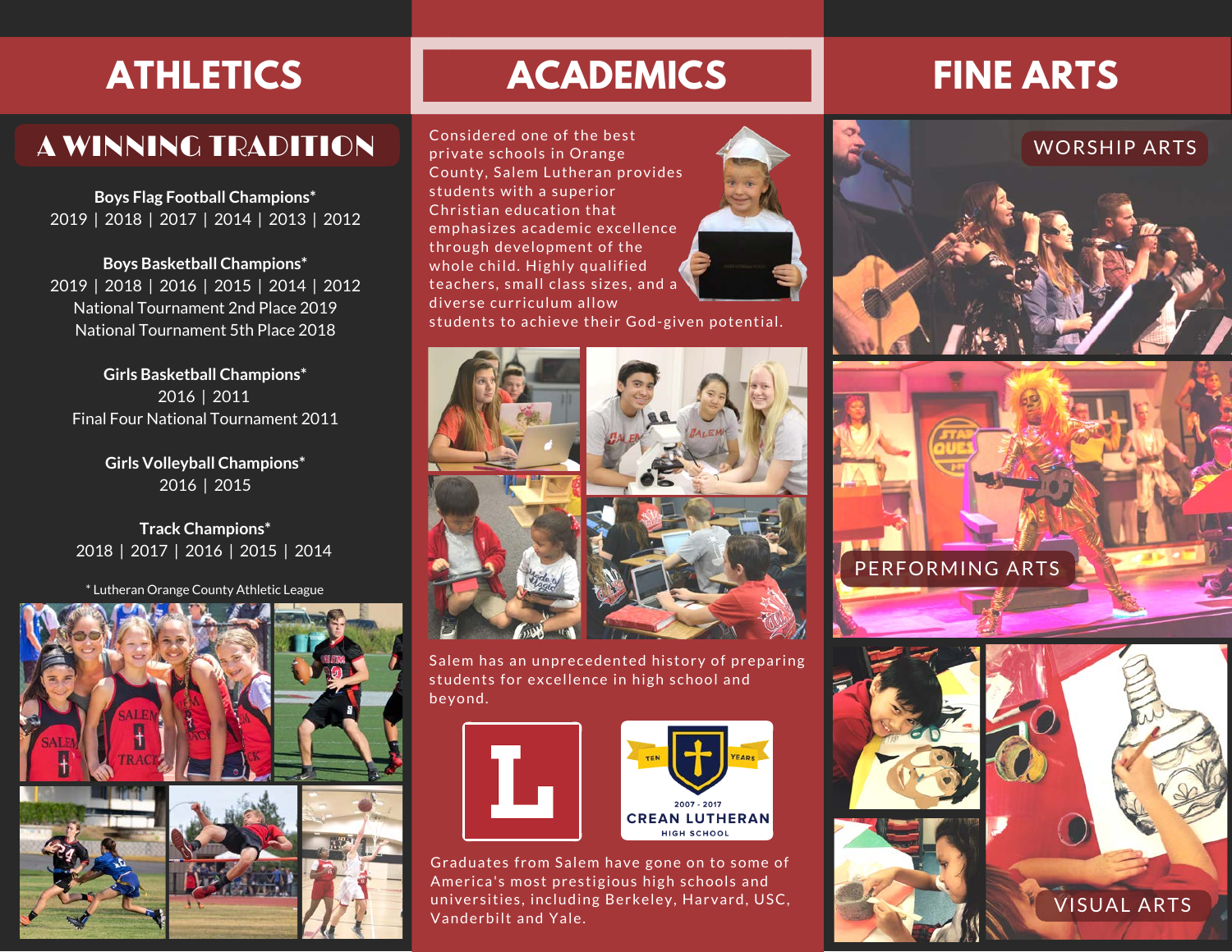# ATHLETICS

## A WINNING TRADITION

**Boys Flag Football Champions***
2019 | 2018 | 2017 | 2014 | 2013 | 2012

**Boys Basketball Champions***
2019 | 2018 | 2016 | 2015 | 2014 | 2012
National Tournament 2nd Place 2019
National Tournament 5th Place 2018

**Girls Basketball Champions***
2016 | 2011
Final Four National Tournament 2011

**Girls Volleyball Champions***
2016 | 2015

**Track Champions***
2018 | 2017 | 2016 | 2015 | 2014

* Lutheran Orange County Athletic League

# ACADEMICS

Considered one of the best private schools in Orange County, Salem Lutheran provides students with a superior Christian education that emphasizes academic excellence through development of the whole child. Highly qualified teachers, small class sizes, and a diverse curriculum allow students to achieve their God-given potential.

Salem has an unprecedented history of preparing students for excellence in high school and beyond.

TEN YEARS
2007 - 2017
CREAN LUTHERAN
HIGH SCHOOL

Graduates from Salem have gone on to some of America's most prestigious high schools and universities, including Berkeley, Harvard, USC, Vanderbilt and Yale.

# FINE ARTS

WORSHIP ARTS

PERFORMING ARTS

VISUAL ARTS